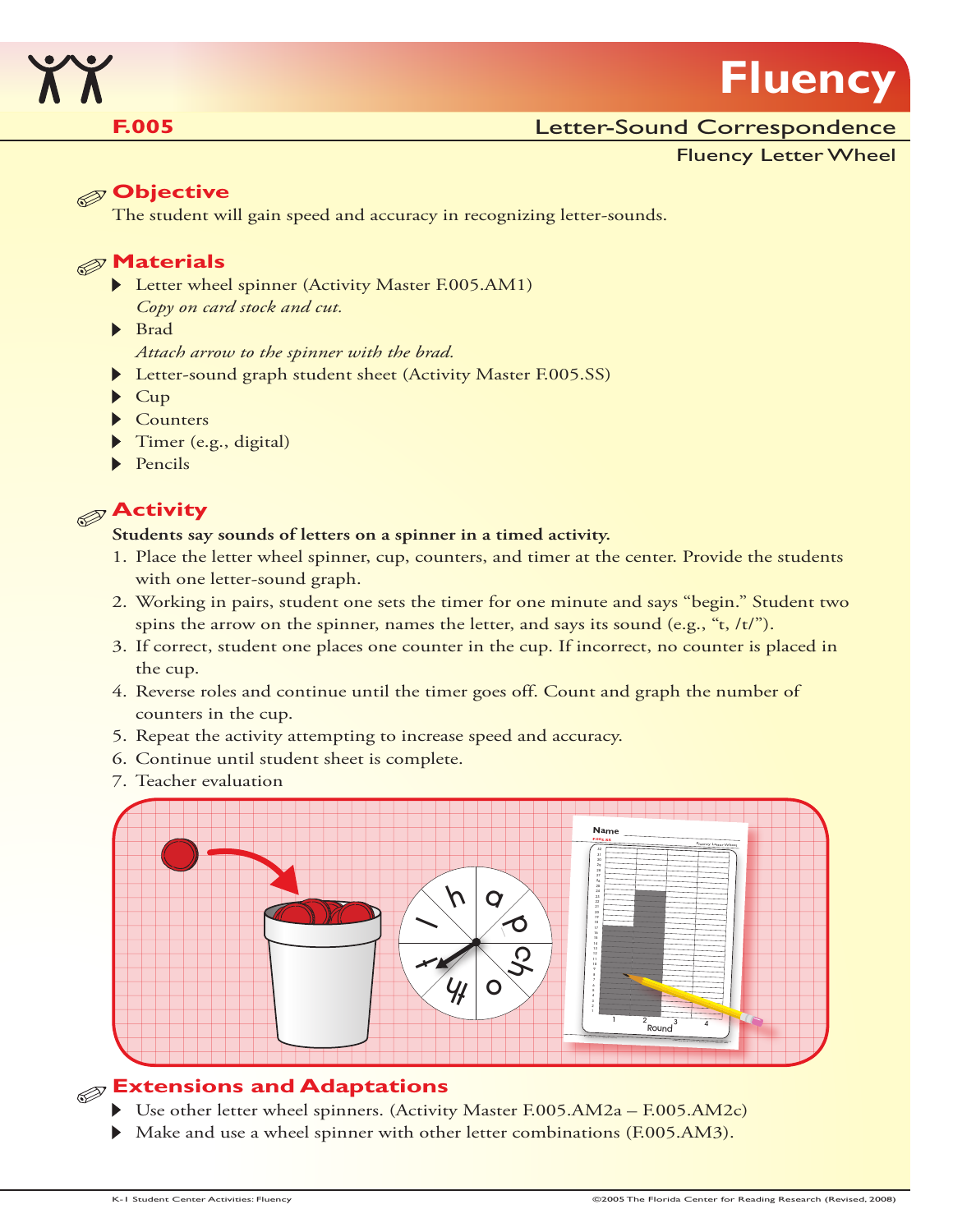# Fluency

**F.005** Letter-Sound Correspondence

Fluency Letter Wheel

## Objective

The student will gain speed and accuracy in recognizing letter-sounds.

## Materials

- Letter wheel spinner (Activity Master F.005.AM1)
  *Copy on card stock and cut.*
- Brad
  *Attach arrow to the spinner with the brad.*
- Letter-sound graph student sheet (Activity Master F.005.SS)
- Cup
- Counters
- Timer (e.g., digital)
- Pencils

## Activity

**Students say sounds of letters on a spinner in a timed activity.**

1. Place the letter wheel spinner, cup, counters, and timer at the center. Provide the students with one letter-sound graph.
2. Working in pairs, student one sets the timer for one minute and says "begin." Student two spins the arrow on the spinner, names the letter, and says its sound (e.g., "t, /t/").
3. If correct, student one places one counter in the cup. If incorrect, no counter is placed in the cup.
4. Reverse roles and continue until the timer goes off. Count and graph the number of counters in the cup.
5. Repeat the activity attempting to increase speed and accuracy.
6. Continue until student sheet is complete.
7. Teacher evaluation

## Extensions and Adaptations

- Use other letter wheel spinners. (Activity Master F.005.AM2a – F.005.AM2c)
- Make and use a wheel spinner with other letter combinations (F.005.AM3).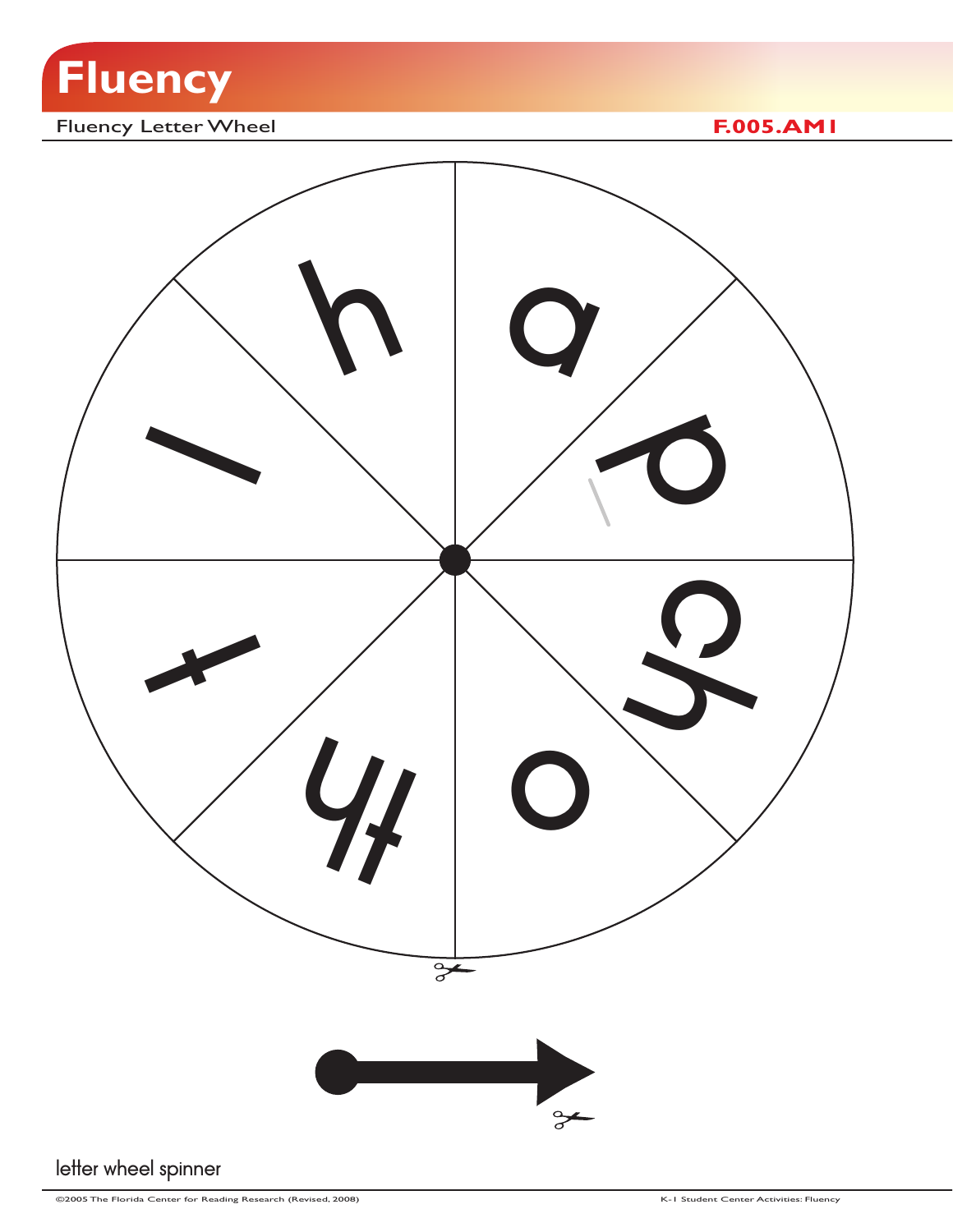# Fluency

Fluency Letter Wheel **F.005.AM1**

h a p ch o th t l

letter wheel spinner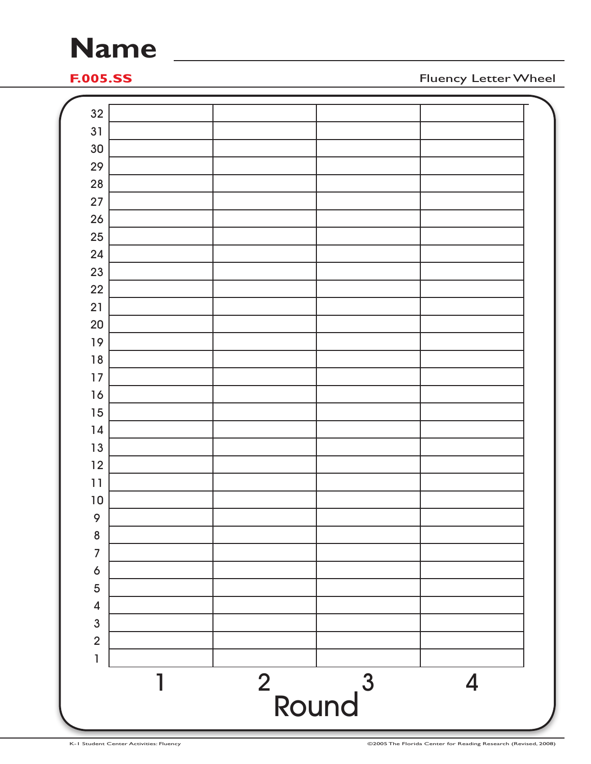# Name ____________________

**F.005.SS**

Fluency Letter Wheel

| | | | | |
|---|---|---|---|---|
| 32 | | | | |
| 31 | | | | |
| 30 | | | | |
| 29 | | | | |
| 28 | | | | |
| 27 | | | | |
| 26 | | | | |
| 25 | | | | |
| 24 | | | | |
| 23 | | | | |
| 22 | | | | |
| 21 | | | | |
| 20 | | | | |
| 19 | | | | |
| 18 | | | | |
| 17 | | | | |
| 16 | | | | |
| 15 | | | | |
| 14 | | | | |
| 13 | | | | |
| 12 | | | | |
| 11 | | | | |
| 10 | | | | |
| 9 | | | | |
| 8 | | | | |
| 7 | | | | |
| 6 | | | | |
| 5 | | | | |
| 4 | | | | |
| 3 | | | | |
| 2 | | | | |
| 1 | | | | |
| | 1 | 2 | 3 | 4 |

Round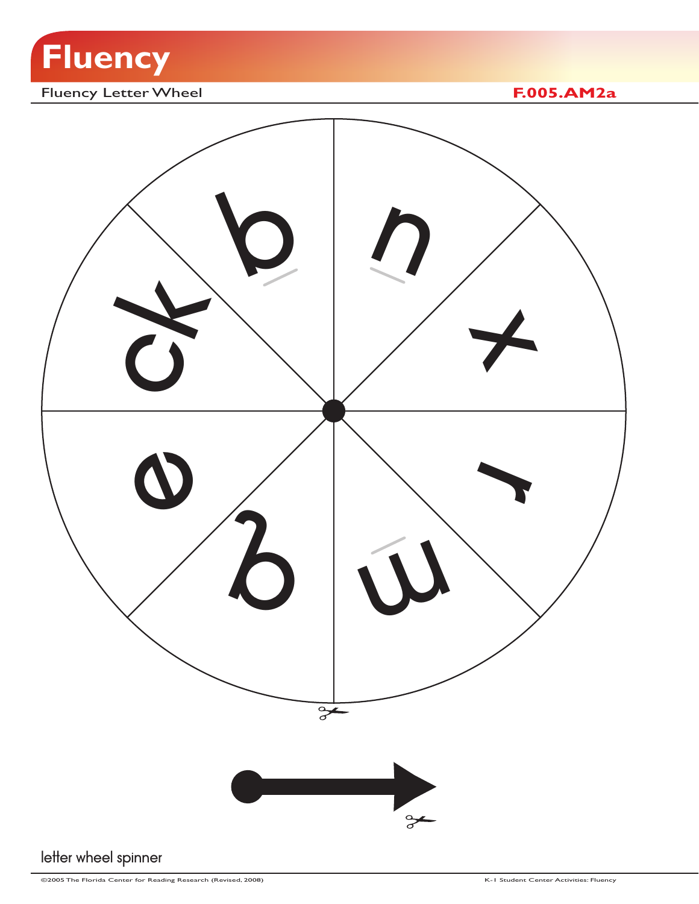# Fluency

Fluency Letter Wheel

**F.005.AM2a**

b

u

x

r

m

g

e

ck

letter wheel spinner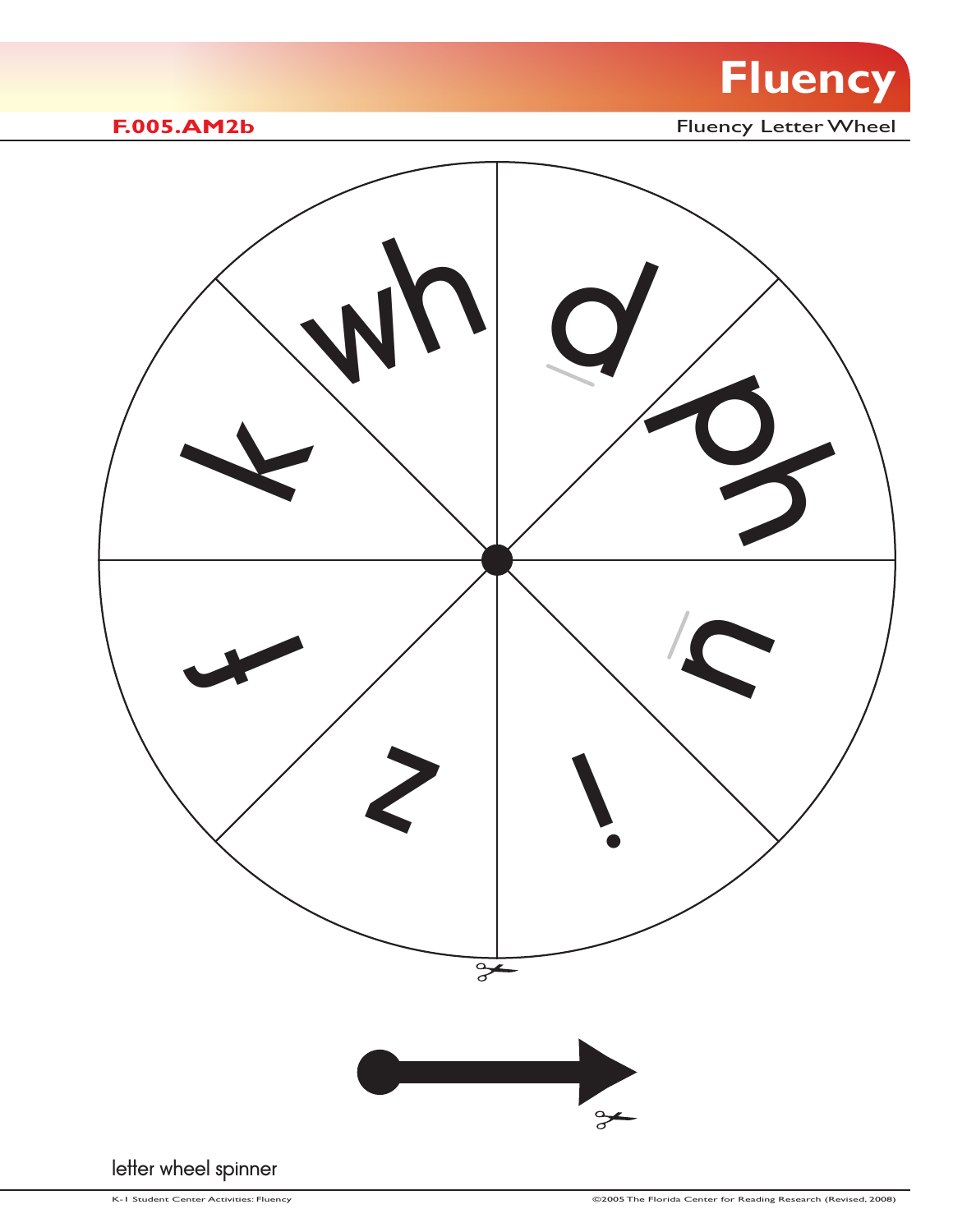# Fluency

**F.005.AM2b**

Fluency Letter Wheel

wh

a

ph

u

i

z

t

k

letter wheel spinner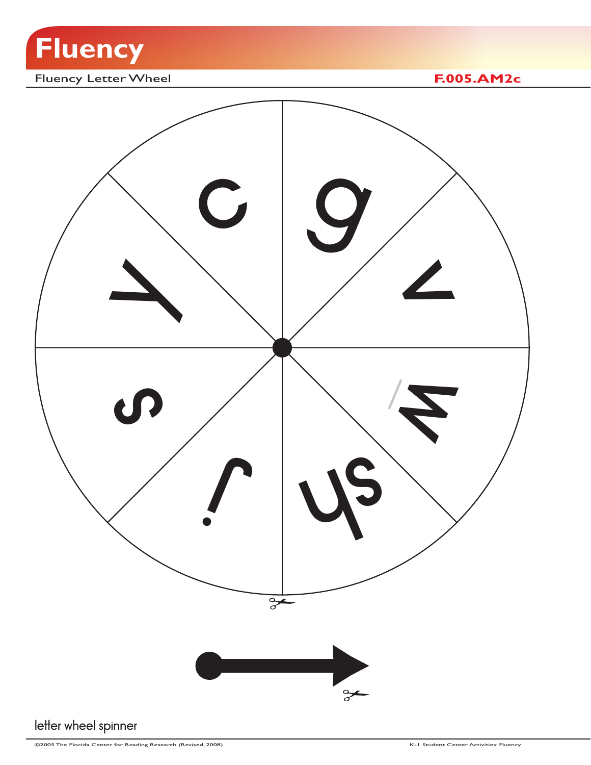# Fluency

Fluency Letter Wheel **F.005.AM2c**

c

g

v

w

sh

j

s

y

letter wheel spinner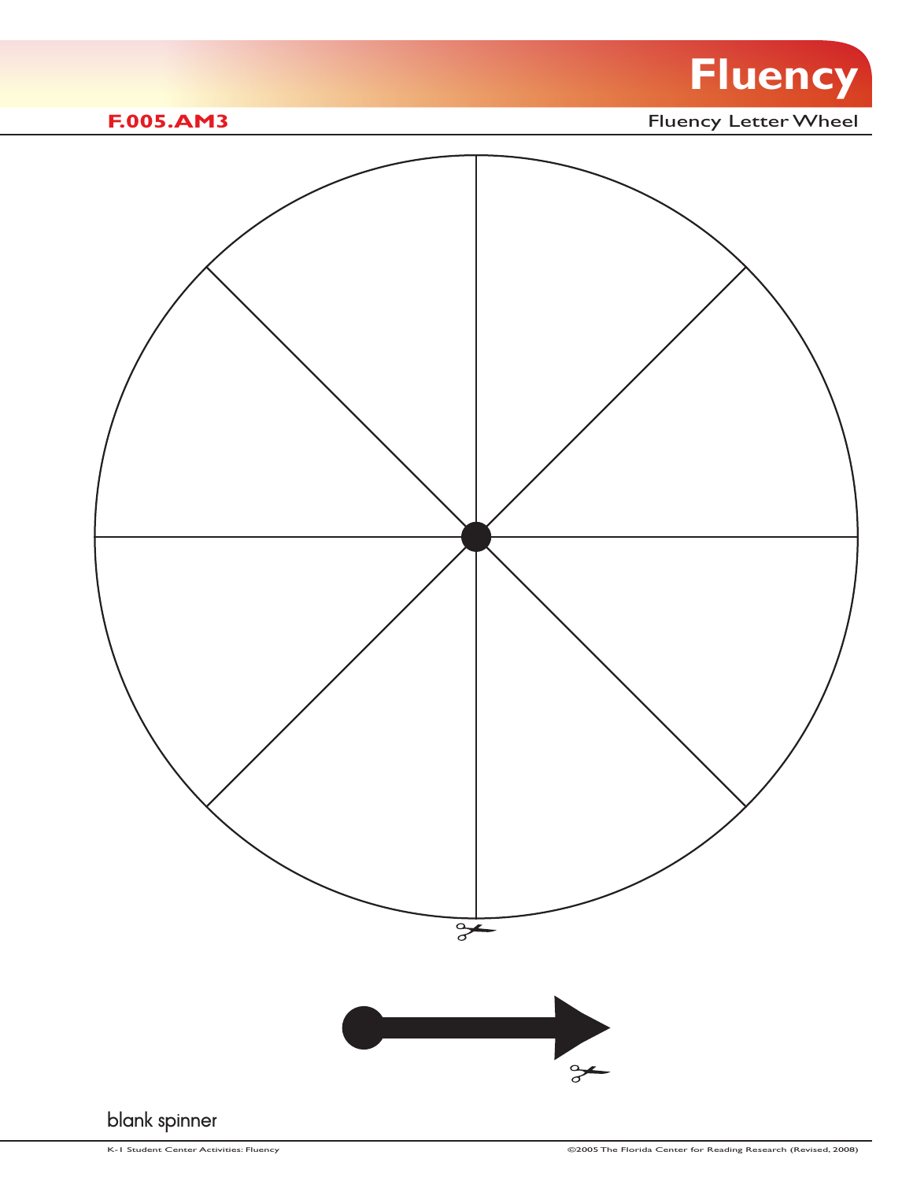# Fluency

**F.005.AM3**

Fluency Letter Wheel

blank spinner